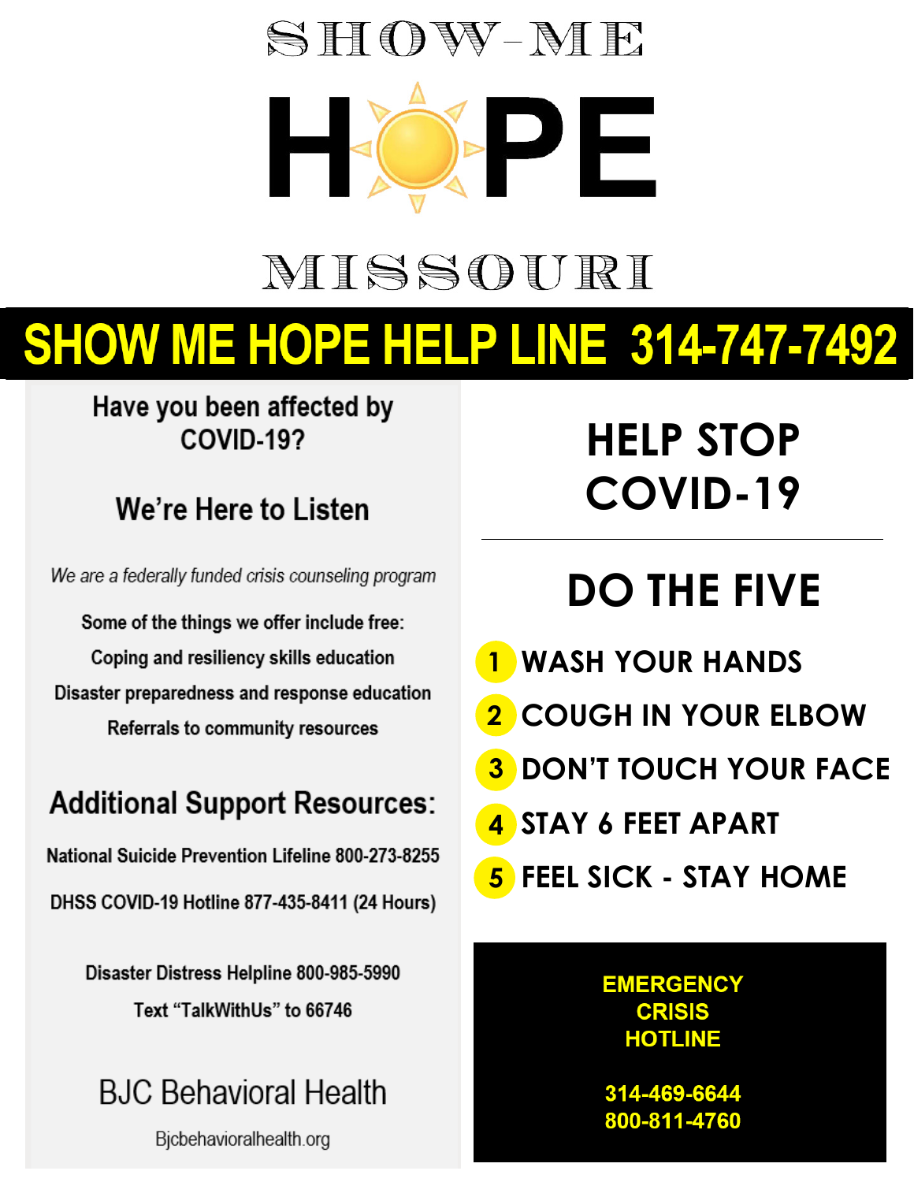# SHOW-ME HOPE MISSOURI

## SHOW ME HOPE HELP LINE 314-747-7492

### Have you been affected by COVID-19?

### We're Here to Listen

*We are a federally funded crisis counseling program*

**Some of the things we offer include free:**

Coping and resiliency skills education

Disaster preparedness and response education

Referrals to community resources

## Additional Support Resources:

National Suicide Prevention Lifeline 800-273-8255

DHSS COVID-19 Hotline 877-435-8411 (24 Hours)

Disaster Distress Helpline 800-985-5990

Text "TalkWithUs" to 66746

BJC Behavioral Health

Bjcbehavioralhealth.org

## HELP STOP COVID-19

## DO THE FIVE

1. WASH YOUR HANDS
2. COUGH IN YOUR ELBOW
3. DON'T TOUCH YOUR FACE
4. STAY 6 FEET APART
5. FEEL SICK - STAY HOME

**EMERGENCY CRISIS HOTLINE**

**314-469-6644**
**800-811-4760**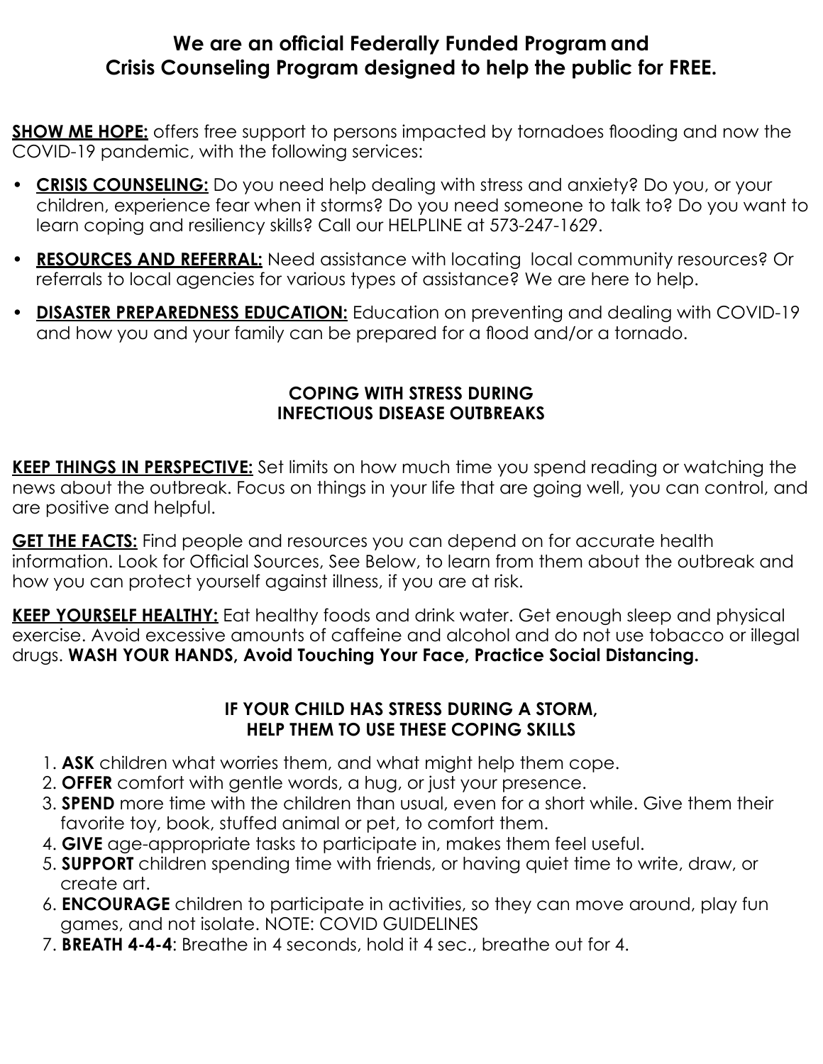## We are an official Federally Funded Program and Crisis Counseling Program designed to help the public for FREE.

**SHOW ME HOPE:** offers free support to persons impacted by tornadoes flooding and now the COVID-19 pandemic, with the following services:

- **CRISIS COUNSELING:** Do you need help dealing with stress and anxiety? Do you, or your children, experience fear when it storms? Do you need someone to talk to? Do you want to learn coping and resiliency skills? Call our HELPLINE at 573-247-1629.
- **RESOURCES AND REFERRAL:** Need assistance with locating local community resources? Or referrals to local agencies for various types of assistance? We are here to help.
- **DISASTER PREPAREDNESS EDUCATION:** Education on preventing and dealing with COVID-19 and how you and your family can be prepared for a flood and/or a tornado.

### COPING WITH STRESS DURING INFECTIOUS DISEASE OUTBREAKS

**KEEP THINGS IN PERSPECTIVE:** Set limits on how much time you spend reading or watching the news about the outbreak. Focus on things in your life that are going well, you can control, and are positive and helpful.

**GET THE FACTS:** Find people and resources you can depend on for accurate health information. Look for Official Sources, See Below, to learn from them about the outbreak and how you can protect yourself against illness, if you are at risk.

**KEEP YOURSELF HEALTHY:** Eat healthy foods and drink water. Get enough sleep and physical exercise. Avoid excessive amounts of caffeine and alcohol and do not use tobacco or illegal drugs. **WASH YOUR HANDS, Avoid Touching Your Face, Practice Social Distancing.**

### IF YOUR CHILD HAS STRESS DURING A STORM, HELP THEM TO USE THESE COPING SKILLS

1. **ASK** children what worries them, and what might help them cope.
2. **OFFER** comfort with gentle words, a hug, or just your presence.
3. **SPEND** more time with the children than usual, even for a short while. Give them their favorite toy, book, stuffed animal or pet, to comfort them.
4. **GIVE** age-appropriate tasks to participate in, makes them feel useful.
5. **SUPPORT** children spending time with friends, or having quiet time to write, draw, or create art.
6. **ENCOURAGE** children to participate in activities, so they can move around, play fun games, and not isolate. NOTE: COVID GUIDELINES
7. **BREATH 4-4-4**: Breathe in 4 seconds, hold it 4 sec., breathe out for 4.